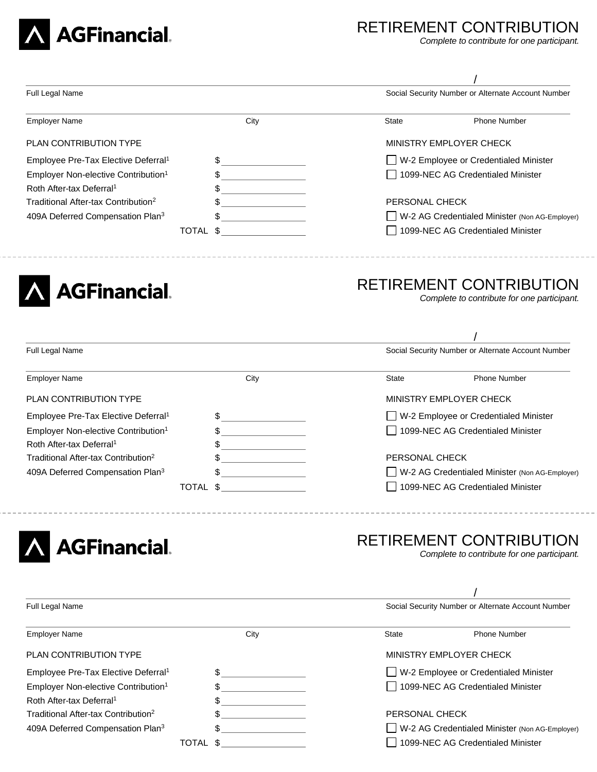AGFinancial

# RETIREMENT CONTRIBUTION

*Complete to contribute for one participant.*

Full Legal Name ______________________ Social Security Number or Alternate Account Number ______ / ______

Employer Name ______ City ______ State ______ Phone Number ______

| PLAN CONTRIBUTION TYPE | |
|---|---|
| Employee Pre-Tax Elective Deferral[1] | $ |
| Employer Non-elective Contribution[1] | $ |
| Roth After-tax Deferral[1] | $ |
| Traditional After-tax Contribution[2] | $ |
| 409A Deferred Compensation Plan[3] | $ |
| TOTAL | $ |

MINISTRY EMPLOYER CHECK

- ☐ W-2 Employee or Credentialed Minister
- ☐ 1099-NEC AG Credentialed Minister

PERSONAL CHECK

- ☐ W-2 AG Credentialed Minister (Non AG-Employer)
- ☐ 1099-NEC AG Credentialed Minister

---

AGFinancial

# RETIREMENT CONTRIBUTION

*Complete to contribute for one participant.*

Full Legal Name ______________________ Social Security Number or Alternate Account Number ______ / ______

Employer Name ______ City ______ State ______ Phone Number ______

| PLAN CONTRIBUTION TYPE | |
|---|---|
| Employee Pre-Tax Elective Deferral[1] | $ |
| Employer Non-elective Contribution[1] | $ |
| Roth After-tax Deferral[1] | $ |
| Traditional After-tax Contribution[2] | $ |
| 409A Deferred Compensation Plan[3] | $ |
| TOTAL | $ |

MINISTRY EMPLOYER CHECK

- ☐ W-2 Employee or Credentialed Minister
- ☐ 1099-NEC AG Credentialed Minister

PERSONAL CHECK

- ☐ W-2 AG Credentialed Minister (Non AG-Employer)
- ☐ 1099-NEC AG Credentialed Minister

---

AGFinancial

# RETIREMENT CONTRIBUTION

*Complete to contribute for one participant.*

Full Legal Name ______________________ Social Security Number or Alternate Account Number ______ / ______

Employer Name ______ City ______ State ______ Phone Number ______

| PLAN CONTRIBUTION TYPE | |
|---|---|
| Employee Pre-Tax Elective Deferral[1] | $ |
| Employer Non-elective Contribution[1] | $ |
| Roth After-tax Deferral[1] | $ |
| Traditional After-tax Contribution[2] | $ |
| 409A Deferred Compensation Plan[3] | $ |
| TOTAL | $ |

MINISTRY EMPLOYER CHECK

- ☐ W-2 Employee or Credentialed Minister
- ☐ 1099-NEC AG Credentialed Minister

PERSONAL CHECK

- ☐ W-2 AG Credentialed Minister (Non AG-Employer)
- ☐ 1099-NEC AG Credentialed Minister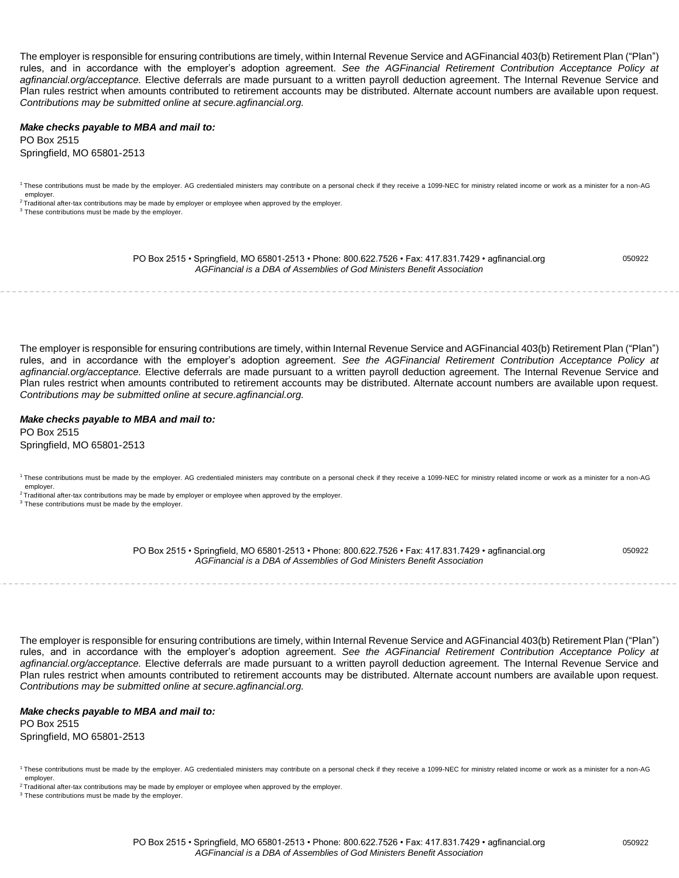The employer is responsible for ensuring contributions are timely, within Internal Revenue Service and AGFinancial 403(b) Retirement Plan ("Plan") rules, and in accordance with the employer's adoption agreement. *See the AGFinancial Retirement Contribution Acceptance Policy at agfinancial.org/acceptance.* Elective deferrals are made pursuant to a written payroll deduction agreement. The Internal Revenue Service and Plan rules restrict when amounts contributed to retirement accounts may be distributed. Alternate account numbers are available upon request. *Contributions may be submitted online at secure.agfinancial.org.*

***Make checks payable to MBA and mail to:***
PO Box 2515
Springfield, MO 65801-2513

[1] These contributions must be made by the employer. AG credentialed ministers may contribute on a personal check if they receive a 1099-NEC for ministry related income or work as a minister for a non-AG employer.
[2] Traditional after-tax contributions may be made by employer or employee when approved by the employer.
[3] These contributions must be made by the employer.

PO Box 2515 • Springfield, MO 65801-2513 • Phone: 800.622.7526 • Fax: 417.831.7429 • agfinancial.org
*AGFinancial is a DBA of Assemblies of God Ministers Benefit Association*

050922

---

The employer is responsible for ensuring contributions are timely, within Internal Revenue Service and AGFinancial 403(b) Retirement Plan ("Plan") rules, and in accordance with the employer's adoption agreement. *See the AGFinancial Retirement Contribution Acceptance Policy at agfinancial.org/acceptance.* Elective deferrals are made pursuant to a written payroll deduction agreement. The Internal Revenue Service and Plan rules restrict when amounts contributed to retirement accounts may be distributed. Alternate account numbers are available upon request. *Contributions may be submitted online at secure.agfinancial.org.*

***Make checks payable to MBA and mail to:***
PO Box 2515
Springfield, MO 65801-2513

[1] These contributions must be made by the employer. AG credentialed ministers may contribute on a personal check if they receive a 1099-NEC for ministry related income or work as a minister for a non-AG employer.
[2] Traditional after-tax contributions may be made by employer or employee when approved by the employer.
[3] These contributions must be made by the employer.

PO Box 2515 • Springfield, MO 65801-2513 • Phone: 800.622.7526 • Fax: 417.831.7429 • agfinancial.org
*AGFinancial is a DBA of Assemblies of God Ministers Benefit Association*

050922

---

The employer is responsible for ensuring contributions are timely, within Internal Revenue Service and AGFinancial 403(b) Retirement Plan ("Plan") rules, and in accordance with the employer's adoption agreement. *See the AGFinancial Retirement Contribution Acceptance Policy at agfinancial.org/acceptance.* Elective deferrals are made pursuant to a written payroll deduction agreement. The Internal Revenue Service and Plan rules restrict when amounts contributed to retirement accounts may be distributed. Alternate account numbers are available upon request. *Contributions may be submitted online at secure.agfinancial.org.*

***Make checks payable to MBA and mail to:***
PO Box 2515
Springfield, MO 65801-2513

[1] These contributions must be made by the employer. AG credentialed ministers may contribute on a personal check if they receive a 1099-NEC for ministry related income or work as a minister for a non-AG employer.
[2] Traditional after-tax contributions may be made by employer or employee when approved by the employer.
[3] These contributions must be made by the employer.

PO Box 2515 • Springfield, MO 65801-2513 • Phone: 800.622.7526 • Fax: 417.831.7429 • agfinancial.org
*AGFinancial is a DBA of Assemblies of God Ministers Benefit Association*

050922